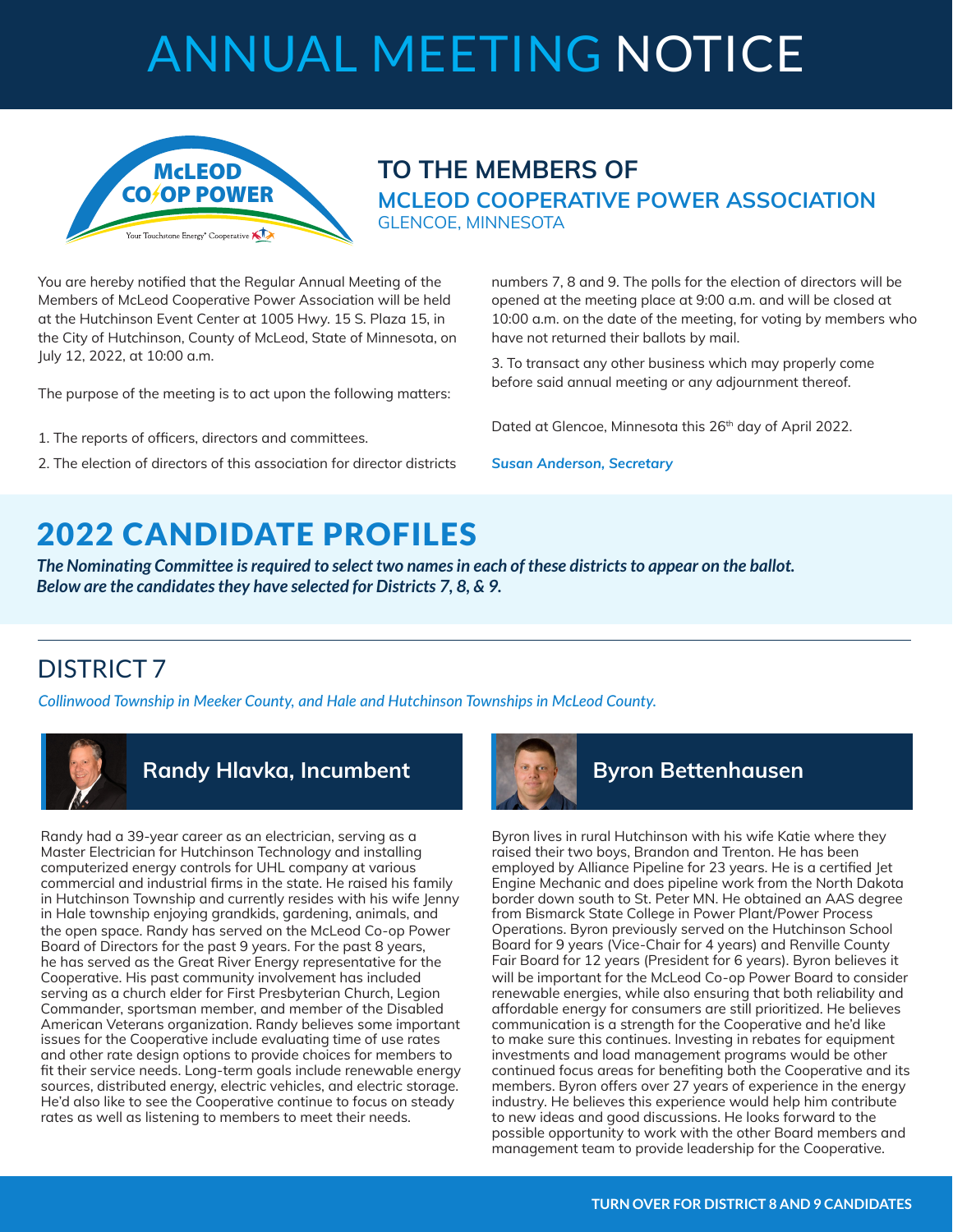# ANNUAL MEETING NOTICE

## TO THE MEMBERS OF
## MCLEOD COOPERATIVE POWER ASSOCIATION
GLENCOE, MINNESOTA

You are hereby notified that the Regular Annual Meeting of the Members of McLeod Cooperative Power Association will be held at the Hutchinson Event Center at 1005 Hwy. 15 S. Plaza 15, in the City of Hutchinson, County of McLeod, State of Minnesota, on July 12, 2022, at 10:00 a.m.

The purpose of the meeting is to act upon the following matters:

1. The reports of officers, directors and committees.
2. The election of directors of this association for director districts numbers 7, 8 and 9. The polls for the election of directors will be opened at the meeting place at 9:00 a.m. and will be closed at 10:00 a.m. on the date of the meeting, for voting by members who have not returned their ballots by mail.
3. To transact any other business which may properly come before said annual meeting or any adjournment thereof.

Dated at Glencoe, Minnesota this 26th day of April 2022.

***Susan Anderson, Secretary***

# 2022 CANDIDATE PROFILES

***The Nominating Committee is required to select two names in each of these districts to appear on the ballot. Below are the candidates they have selected for Districts 7, 8, & 9.***

## DISTRICT 7

*Collinwood Township in Meeker County, and Hale and Hutchinson Townships in McLeod County.*

### Randy Hlavka, Incumbent

Randy had a 39-year career as an electrician, serving as a Master Electrician for Hutchinson Technology and installing computerized energy controls for UHL company at various commercial and industrial firms in the state. He raised his family in Hutchinson Township and currently resides with his wife Jenny in Hale township enjoying grandkids, gardening, animals, and the open space. Randy has served on the McLeod Co-op Power Board of Directors for the past 9 years. For the past 8 years, he has served as the Great River Energy representative for the Cooperative. His past community involvement has included serving as a church elder for First Presbyterian Church, Legion Commander, sportsman member, and member of the Disabled American Veterans organization. Randy believes some important issues for the Cooperative include evaluating time of use rates and other rate design options to provide choices for members to fit their service needs. Long-term goals include renewable energy sources, distributed energy, electric vehicles, and electric storage. He'd also like to see the Cooperative continue to focus on steady rates as well as listening to members to meet their needs.

### Byron Bettenhausen

Byron lives in rural Hutchinson with his wife Katie where they raised their two boys, Brandon and Trenton. He has been employed by Alliance Pipeline for 23 years. He is a certified Jet Engine Mechanic and does pipeline work from the North Dakota border down south to St. Peter MN. He obtained an AAS degree from Bismarck State College in Power Plant/Power Process Operations. Byron previously served on the Hutchinson School Board for 9 years (Vice-Chair for 4 years) and Renville County Fair Board for 12 years (President for 6 years). Byron believes it will be important for the McLeod Co-op Power Board to consider renewable energies, while also ensuring that both reliability and affordable energy for consumers are still prioritized. He believes communication is a strength for the Cooperative and he'd like to make sure this continues. Investing in rebates for equipment investments and load management programs would be other continued focus areas for benefiting both the Cooperative and its members. Byron offers over 27 years of experience in the energy industry. He believes this experience would help him contribute to new ideas and good discussions. He looks forward to the possible opportunity to work with the other Board members and management team to provide leadership for the Cooperative.

**TURN OVER FOR DISTRICT 8 AND 9 CANDIDATES**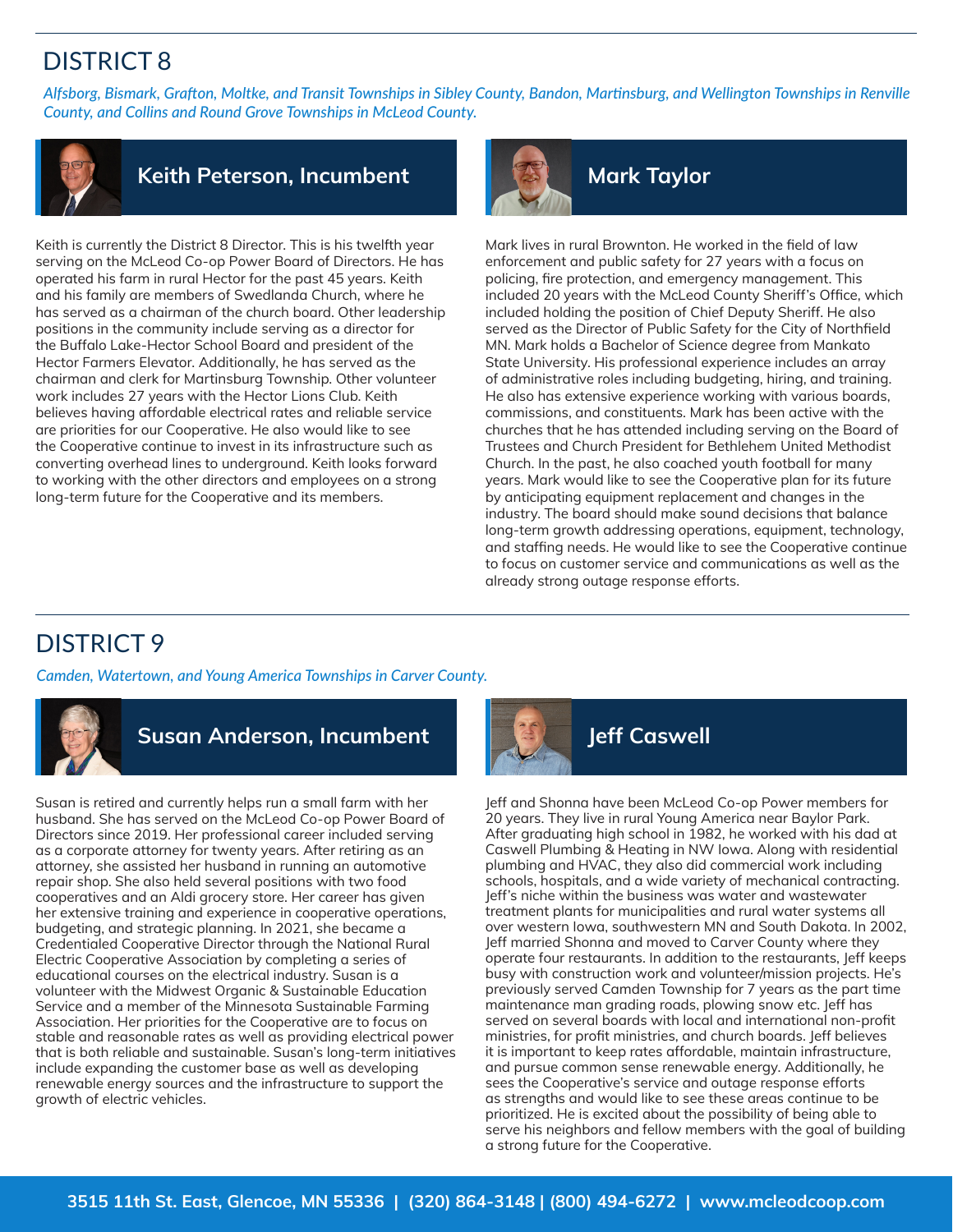## DISTRICT 8

*Alfsborg, Bismark, Grafton, Moltke, and Transit Townships in Sibley County, Bandon, Martinsburg, and Wellington Townships in Renville County, and Collins and Round Grove Townships in McLeod County.*

### Keith Peterson, Incumbent

Keith is currently the District 8 Director. This is his twelfth year serving on the McLeod Co-op Power Board of Directors. He has operated his farm in rural Hector for the past 45 years. Keith and his family are members of Swedlanda Church, where he has served as a chairman of the church board. Other leadership positions in the community include serving as a director for the Buffalo Lake-Hector School Board and president of the Hector Farmers Elevator. Additionally, he has served as the chairman and clerk for Martinsburg Township. Other volunteer work includes 27 years with the Hector Lions Club. Keith believes having affordable electrical rates and reliable service are priorities for our Cooperative. He also would like to see the Cooperative continue to invest in its infrastructure such as converting overhead lines to underground. Keith looks forward to working with the other directors and employees on a strong long-term future for the Cooperative and its members.

### Mark Taylor

Mark lives in rural Brownton. He worked in the field of law enforcement and public safety for 27 years with a focus on policing, fire protection, and emergency management. This included 20 years with the McLeod County Sheriff's Office, which included holding the position of Chief Deputy Sheriff. He also served as the Director of Public Safety for the City of Northfield MN. Mark holds a Bachelor of Science degree from Mankato State University. His professional experience includes an array of administrative roles including budgeting, hiring, and training. He also has extensive experience working with various boards, commissions, and constituents. Mark has been active with the churches that he has attended including serving on the Board of Trustees and Church President for Bethlehem United Methodist Church. In the past, he also coached youth football for many years. Mark would like to see the Cooperative plan for its future by anticipating equipment replacement and changes in the industry. The board should make sound decisions that balance long-term growth addressing operations, equipment, technology, and staffing needs. He would like to see the Cooperative continue to focus on customer service and communications as well as the already strong outage response efforts.

## DISTRICT 9

*Camden, Watertown, and Young America Townships in Carver County.*

### Susan Anderson, Incumbent

Susan is retired and currently helps run a small farm with her husband. She has served on the McLeod Co-op Power Board of Directors since 2019. Her professional career included serving as a corporate attorney for twenty years. After retiring as an attorney, she assisted her husband in running an automotive repair shop. She also held several positions with two food cooperatives and an Aldi grocery store. Her career has given her extensive training and experience in cooperative operations, budgeting, and strategic planning. In 2021, she became a Credentialed Cooperative Director through the National Rural Electric Cooperative Association by completing a series of educational courses on the electrical industry. Susan is a volunteer with the Midwest Organic & Sustainable Education Service and a member of the Minnesota Sustainable Farming Association. Her priorities for the Cooperative are to focus on stable and reasonable rates as well as providing electrical power that is both reliable and sustainable. Susan's long-term initiatives include expanding the customer base as well as developing renewable energy sources and the infrastructure to support the growth of electric vehicles.

### Jeff Caswell

Jeff and Shonna have been McLeod Co-op Power members for 20 years. They live in rural Young America near Baylor Park. After graduating high school in 1982, he worked with his dad at Caswell Plumbing & Heating in NW Iowa. Along with residential plumbing and HVAC, they also did commercial work including schools, hospitals, and a wide variety of mechanical contracting. Jeff's niche within the business was water and wastewater treatment plants for municipalities and rural water systems all over western Iowa, southwestern MN and South Dakota. In 2002, Jeff married Shonna and moved to Carver County where they operate four restaurants. In addition to the restaurants, Jeff keeps busy with construction work and volunteer/mission projects. He's previously served Camden Township for 7 years as the part time maintenance man grading roads, plowing snow etc. Jeff has served on several boards with local and international non-profit ministries, for profit ministries, and church boards. Jeff believes it is important to keep rates affordable, maintain infrastructure, and pursue common sense renewable energy. Additionally, he sees the Cooperative's service and outage response efforts as strengths and would like to see these areas continue to be prioritized. He is excited about the possibility of being able to serve his neighbors and fellow members with the goal of building a strong future for the Cooperative.

**3515 11th St. East, Glencoe, MN 55336 | (320) 864-3148 | (800) 494-6272 | www.mcleodcoop.com**